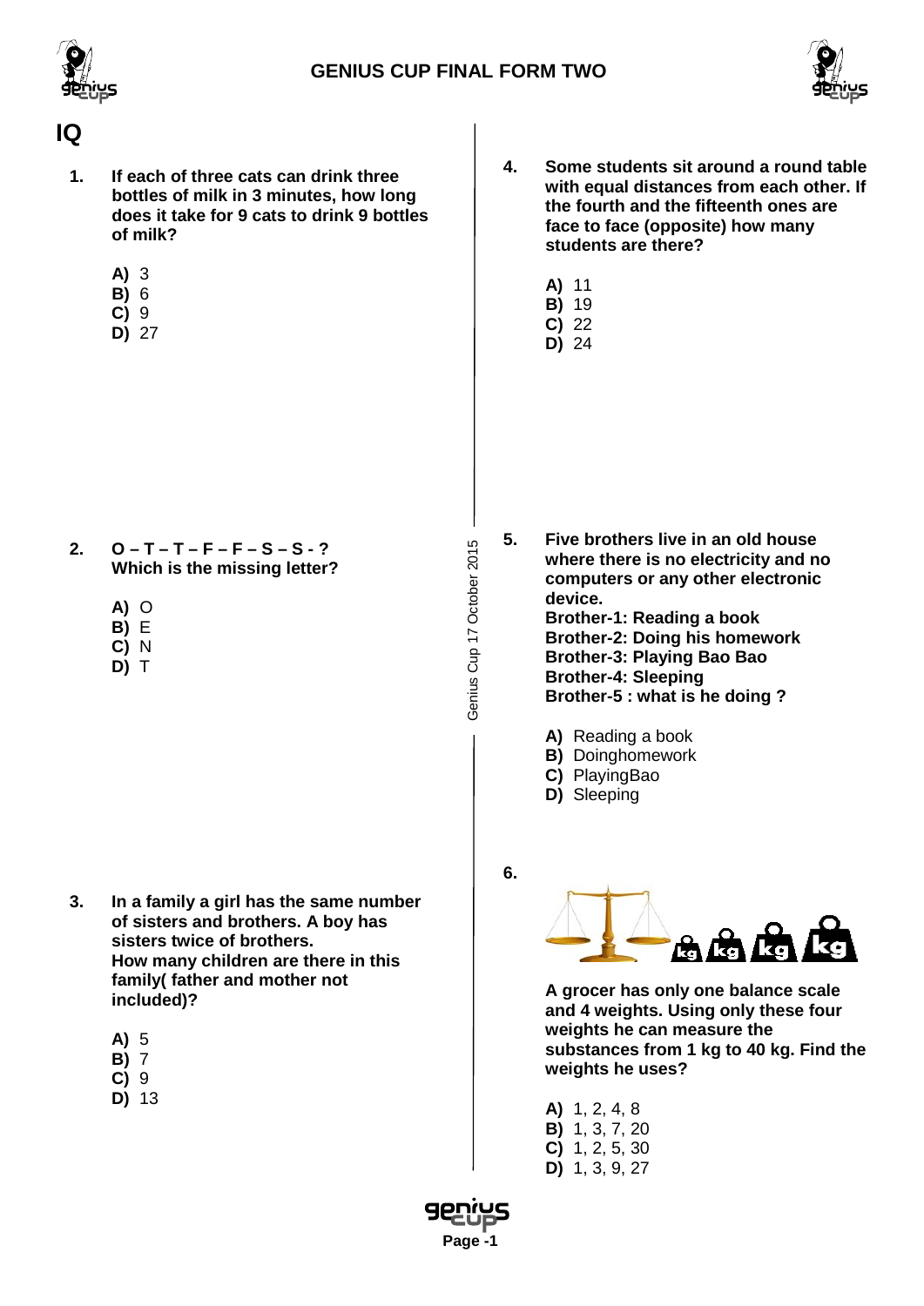# IQ

**1. If each of three cats can drink three bottles of milk in 3 minutes, how long does it take for 9 cats to drink 9 bottles of milk?**

**A)** 3
**B)** 6
**C)** 9
**D)** 27

**2. O – T – T – F – F – S – S - ? Which is the missing letter?**

**A)** O
**B)** E
**C)** N
**D)** T

**3. In a family a girl has the same number of sisters and brothers. A boy has sisters twice of brothers. How many children are there in this family( father and mother not included)?**

**A)** 5
**B)** 7
**C)** 9
**D)** 13

**4. Some students sit around a round table with equal distances from each other. If the fourth and the fifteenth ones are face to face (opposite) how many students are there?**

**A)** 11
**B)** 19
**C)** 22
**D)** 24

**5. Five brothers live in an old house where there is no electricity and no computers or any other electronic device.**
**Brother-1: Reading a book**
**Brother-2: Doing his homework**
**Brother-3: Playing Bao Bao**
**Brother-4: Sleeping**
**Brother-5 : what is he doing ?**

**A)** Reading a book
**B)** Doinghomework
**C)** PlayingBao
**D)** Sleeping

**6.**

**A grocer has only one balance scale and 4 weights. Using only these four weights he can measure the substances from 1 kg to 40 kg. Find the weights he uses?**

**A)** 1, 2, 4, 8
**B)** 1, 3, 7, 20
**C)** 1, 2, 5, 30
**D)** 1, 3, 9, 27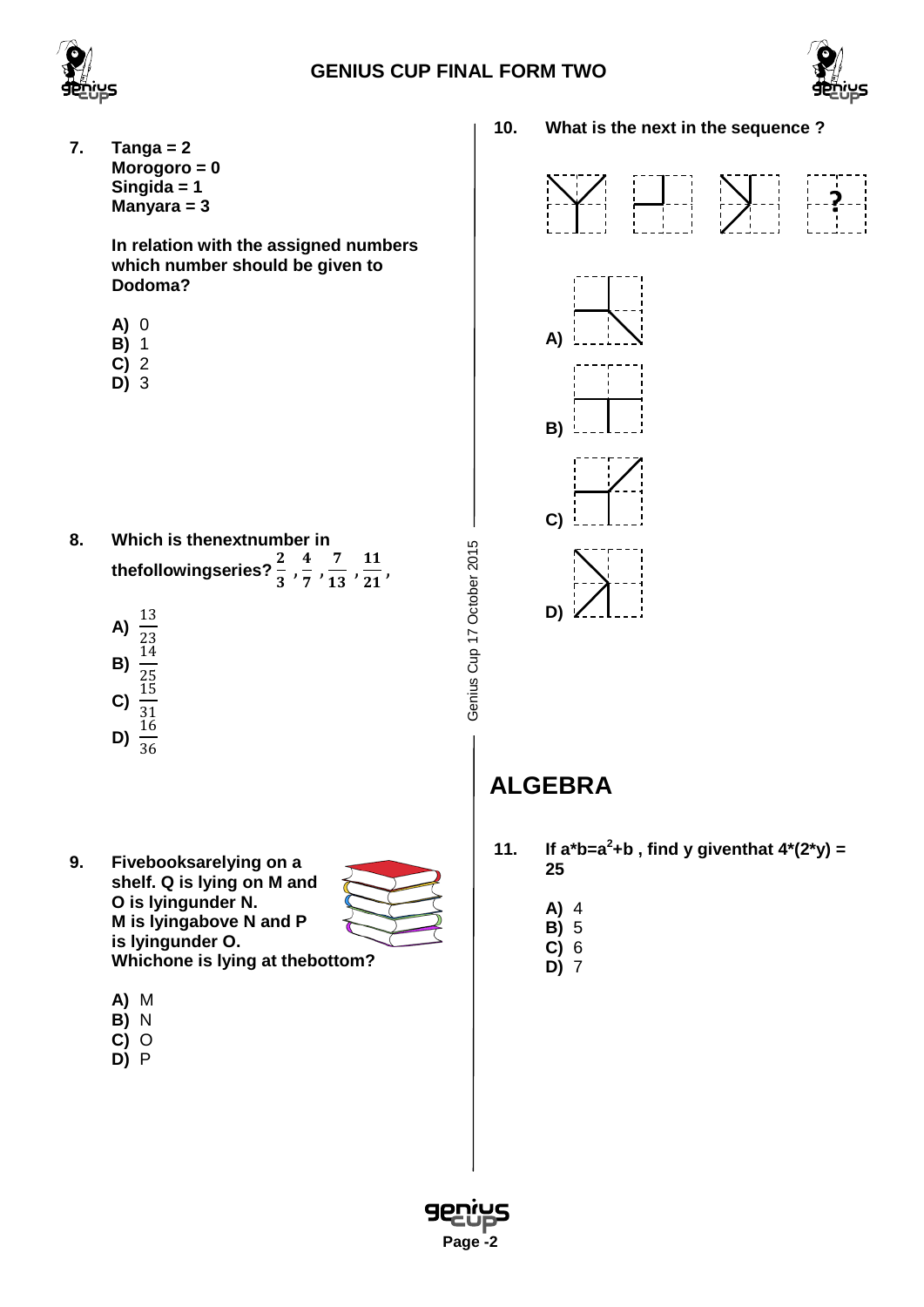**7.** **Tanga = 2**
**Morogoro = 0**
**Singida = 1**
**Manyara = 3**

**In relation with the assigned numbers which number should be given to Dodoma?**

**A)** 0
**B)** 1
**C)** 2
**D)** 3

**8.** **Which is thenextnumber in thefollowingseries?** $\frac{2}{3}, \frac{4}{7}, \frac{7}{13}, \frac{11}{21},$

**A)** $\frac{13}{23}$
**B)** $\frac{14}{25}$
**C)** $\frac{15}{31}$
**D)** $\frac{16}{36}$

**9.** **Fivebooksarelying on a shelf. Q is lying on M and O is lyingunder N. M is lyingabove N and P is lyingunder O. Whichone is lying at thebottom?**

**A)** M
**B)** N
**C)** O
**D)** P

**10.** **What is the next in the sequence ?**

**A)**

**B)**

**C)**

**D)**

## ALGEBRA

**11.** **If a*b=$a^2$+b , find y giventhat 4*(2*y) = 25**

**A)** 4
**B)** 5
**C)** 6
**D)** 7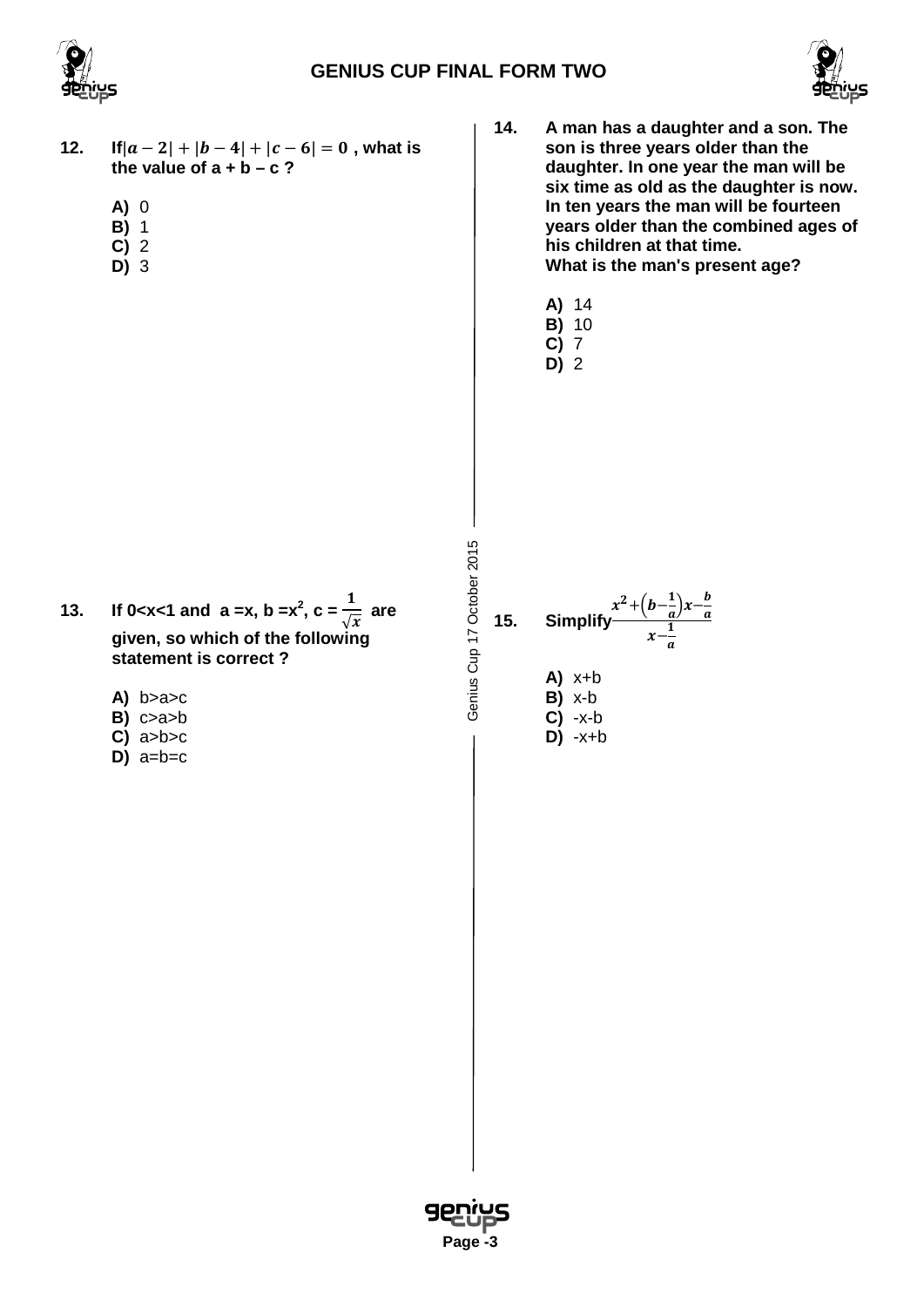**12.** **If $|a-2|+|b-4|+|c-6|=0$ , what is the value of a + b – c ?**

**A)** 0
**B)** 1
**C)** 2
**D)** 3

**13.** **If 0<x<1 and a =x, b =$x^2$, c = $\frac{1}{\sqrt{x}}$ are given, so which of the following statement is correct ?**

**A)** b>a>c
**B)** c>a>b
**C)** a>b>c
**D)** a=b=c

**14.** **A man has a daughter and a son. The son is three years older than the daughter. In one year the man will be six time as old as the daughter is now. In ten years the man will be fourteen years older than the combined ages of his children at that time. What is the man's present age?**

**A)** 14
**B)** 10
**C)** 7
**D)** 2

**15.** **Simplify** $\frac{x^2+\left(b-\frac{1}{a}\right)x-\frac{b}{a}}{x-\frac{1}{a}}$

**A)** x+b
**B)** x-b
**C)** -x-b
**D)** -x+b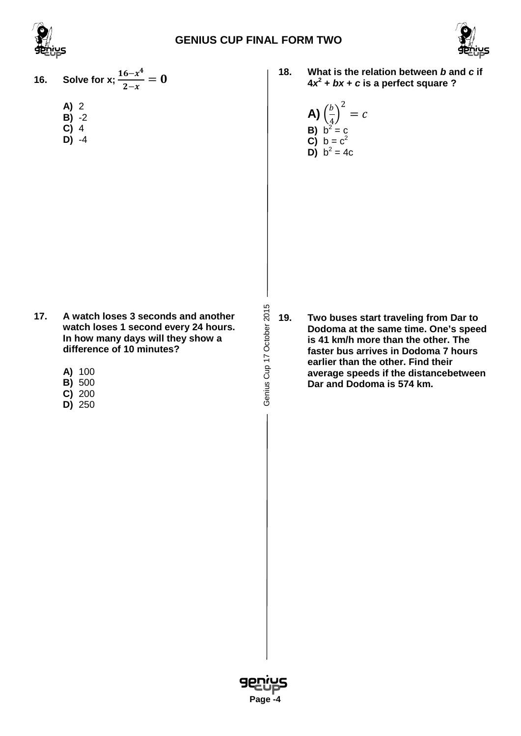**16. Solve for x; $\frac{16-x^4}{2-x}=0$**

**A)** 2
**B)** -2
**C)** 4
**D)** -4

**17. A watch loses 3 seconds and another watch loses 1 second every 24 hours. In how many days will they show a difference of 10 minutes?**

**A)** 100
**B)** 500
**C)** 200
**D)** 250

**18. What is the relation between *b* and *c* if $4x^2 + bx + c$ is a perfect square ?**

**A)** $\left(\frac{b}{4}\right)^2 = c$
**B)** $b^2 = c$
**C)** $b = c^2$
**D)** $b^2 = 4c$

**19. Two buses start traveling from Dar to Dodoma at the same time. One's speed is 41 km/h more than the other. The faster bus arrives in Dodoma 7 hours earlier than the other. Find their average speeds if the distancebetween Dar and Dodoma is 574 km.**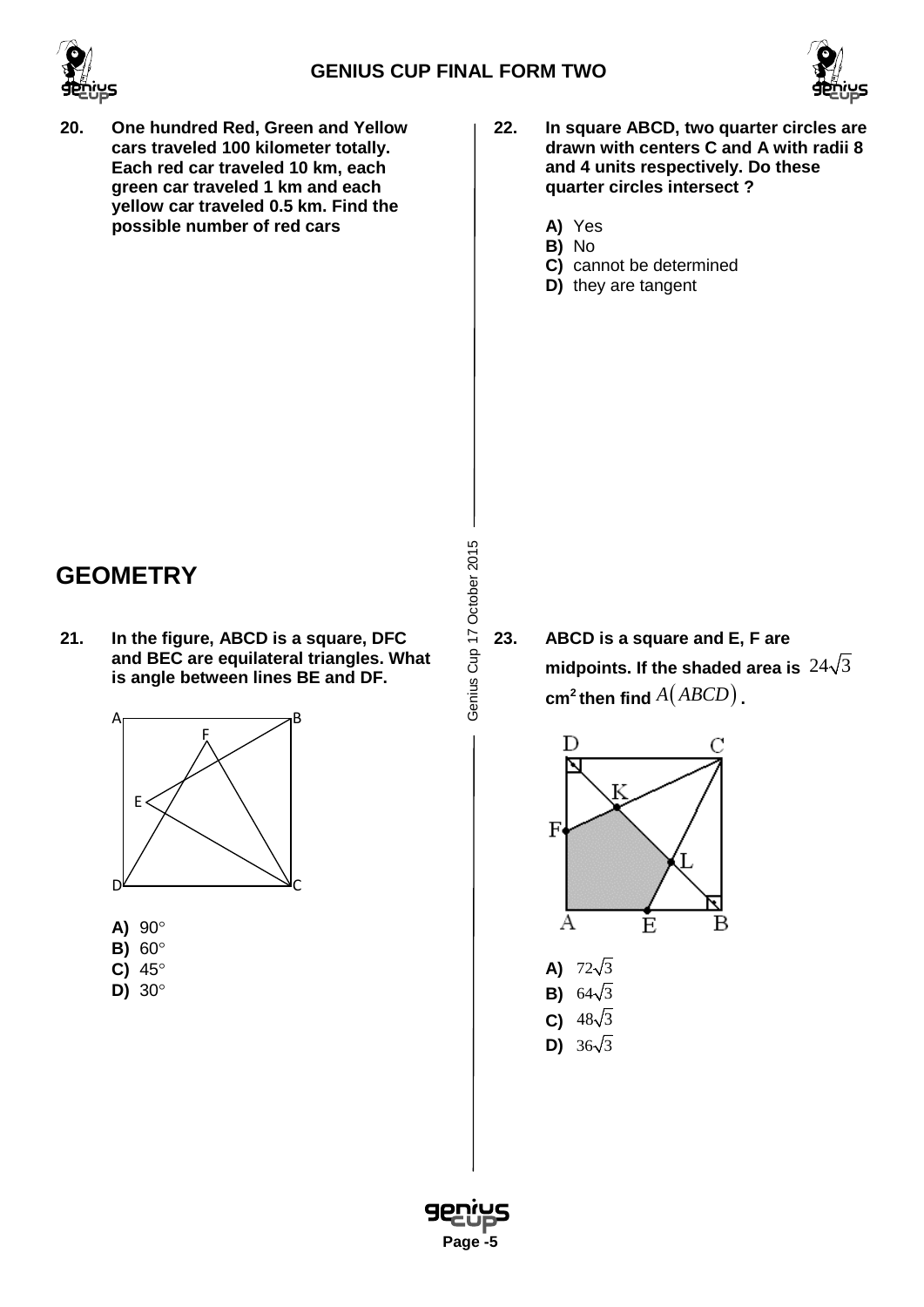**20.** **One hundred Red, Green and Yellow cars traveled 100 kilometer totally. Each red car traveled 10 km, each green car traveled 1 km and each yellow car traveled 0.5 km. Find the possible number of red cars**

## GEOMETRY

**21.** **In the figure, ABCD is a square, DFC and BEC are equilateral triangles. What is angle between lines BE and DF.**

**A)** $90^\circ$
**B)** $60^\circ$
**C)** $45^\circ$
**D)** $30^\circ$

**22.** **In square ABCD, two quarter circles are drawn with centers C and A with radii 8 and 4 units respectively. Do these quarter circles intersect ?**

**A)** Yes
**B)** No
**C)** cannot be determined
**D)** they are tangent

**23.** **ABCD is a square and E, F are midpoints. If the shaded area is $24\sqrt{3}$ cm$^2$ then find $A(ABCD)$.**

**A)** $72\sqrt{3}$
**B)** $64\sqrt{3}$
**C)** $48\sqrt{3}$
**D)** $36\sqrt{3}$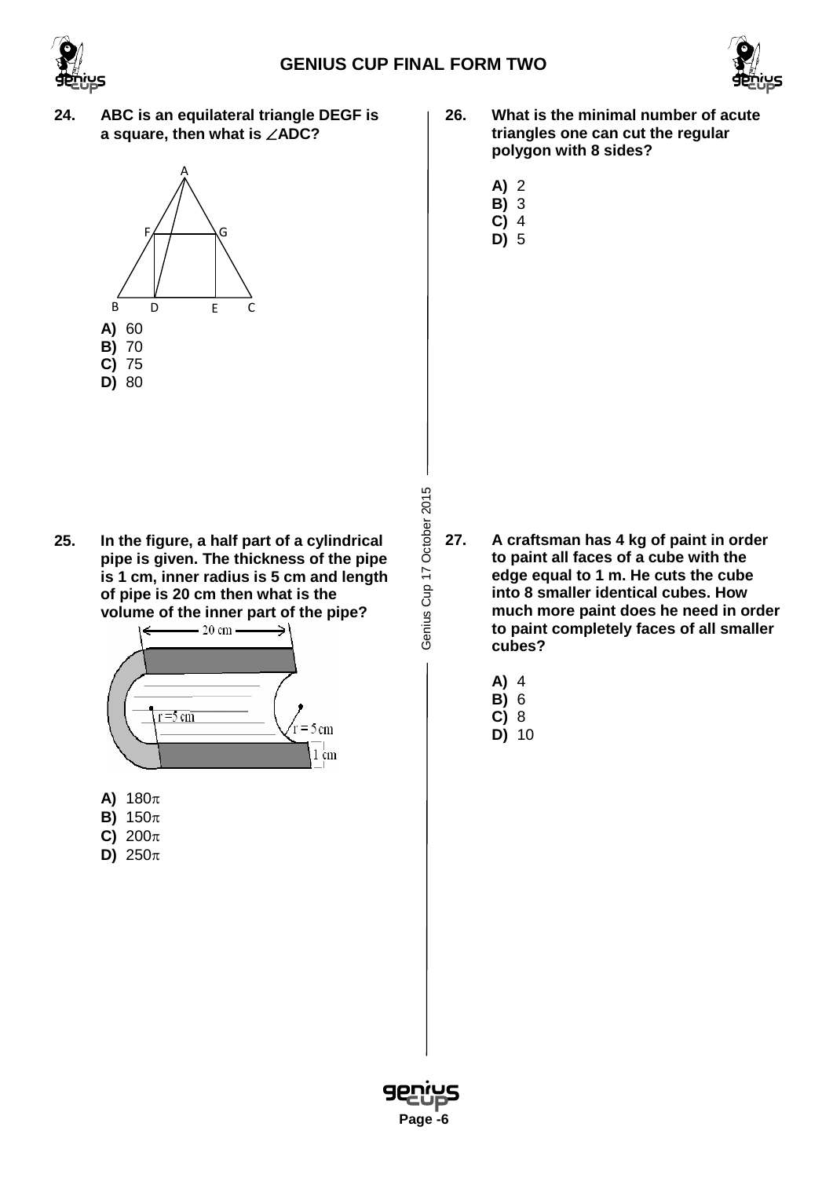**24.** **ABC is an equilateral triangle DEGF is a square, then what is $\angle ADC$?**

**A)** 60
**B)** 70
**C)** 75
**D)** 80

**25.** **In the figure, a half part of a cylindrical pipe is given. The thickness of the pipe is 1 cm, inner radius is 5 cm and length of pipe is 20 cm then what is the volume of the inner part of the pipe?**

**A)** $180\pi$
**B)** $150\pi$
**C)** $200\pi$
**D)** $250\pi$

**26.** **What is the minimal number of acute triangles one can cut the regular polygon with 8 sides?**

**A)** 2
**B)** 3
**C)** 4
**D)** 5

**27.** **A craftsman has 4 kg of paint in order to paint all faces of a cube with the edge equal to 1 m. He cuts the cube into 8 smaller identical cubes. How much more paint does he need in order to paint completely faces of all smaller cubes?**

**A)** 4
**B)** 6
**C)** 8
**D)** 10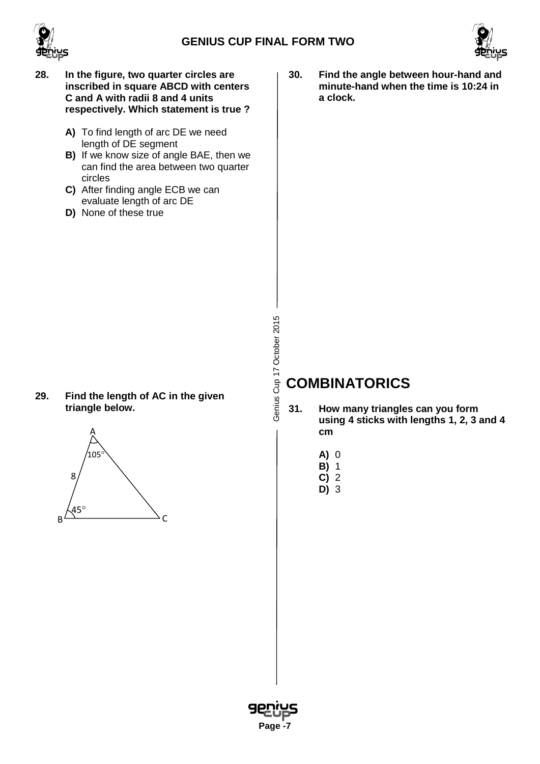**28. In the figure, two quarter circles are inscribed in square ABCD with centers C and A with radii 8 and 4 units respectively. Which statement is true ?**

- **A)** To find length of arc DE we need length of DE segment
- **B)** If we know size of angle BAE, then we can find the area between two quarter circles
- **C)** After finding angle ECB we can evaluate length of arc DE
- **D)** None of these true

**29. Find the length of AC in the given triangle below.**

A

$105°$

8

$45°$

B C

**30. Find the angle between hour-hand and minute-hand when the time is 10:24 in a clock.**

## COMBINATORICS

**31. How many triangles can you form using 4 sticks with lengths 1, 2, 3 and 4 cm**

- **A)** 0
- **B)** 1
- **C)** 2
- **D)** 3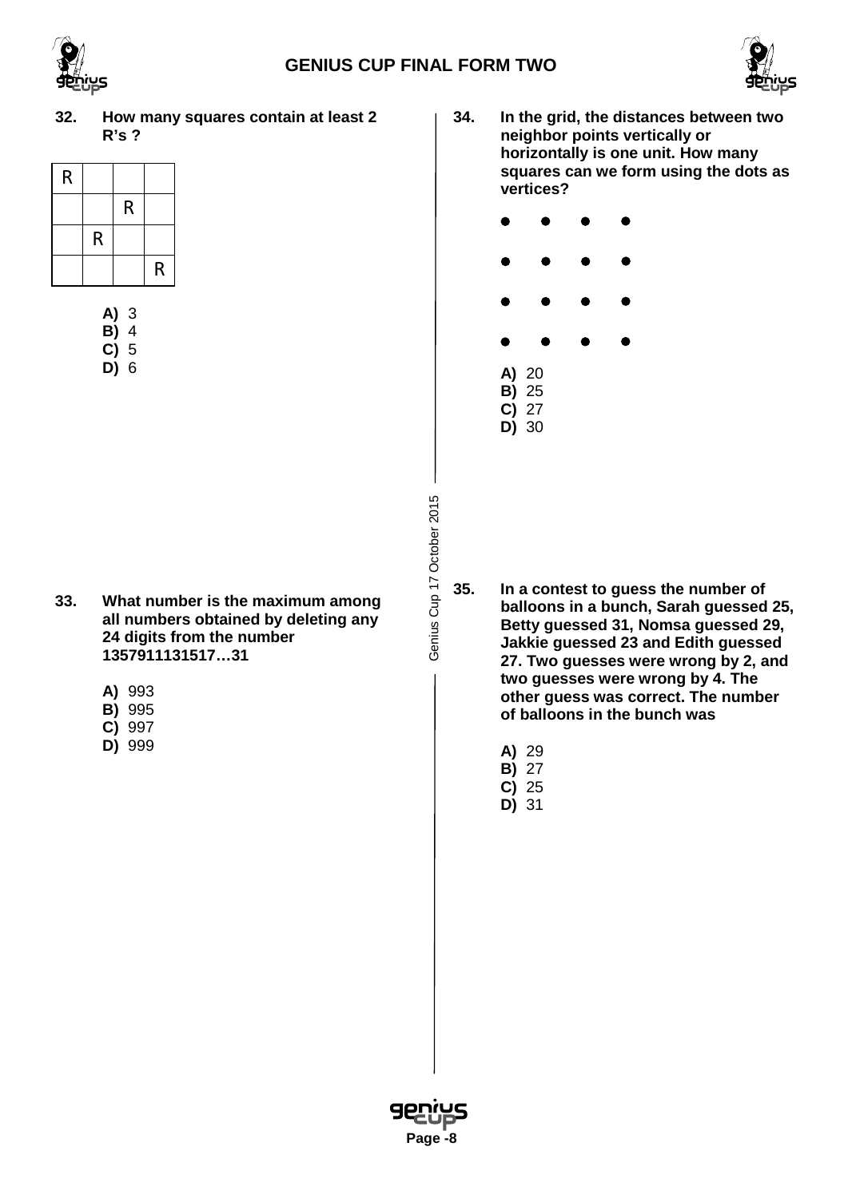**32. How many squares contain at least 2 R's ?**

| R | | | |
|---|---|---|---|
| | | R | |
| | R | | |
| | | | R |

**A)** 3
**B)** 4
**C)** 5
**D)** 6

**33. What number is the maximum among all numbers obtained by deleting any 24 digits from the number 1357911131517…31**

**A)** 993
**B)** 995
**C)** 997
**D)** 999

**34. In the grid, the distances between two neighbor points vertically or horizontally is one unit. How many squares can we form using the dots as vertices?**

```
●   ●   ●   ●

●   ●   ●   ●

●   ●   ●   ●

●   ●   ●   ●
```

**A)** 20
**B)** 25
**C)** 27
**D)** 30

**35. In a contest to guess the number of balloons in a bunch, Sarah guessed 25, Betty guessed 31, Nomsa guessed 29, Jakkie guessed 23 and Edith guessed 27. Two guesses were wrong by 2, and two guesses were wrong by 4. The other guess was correct. The number of balloons in the bunch was**

**A)** 29
**B)** 27
**C)** 25
**D)** 31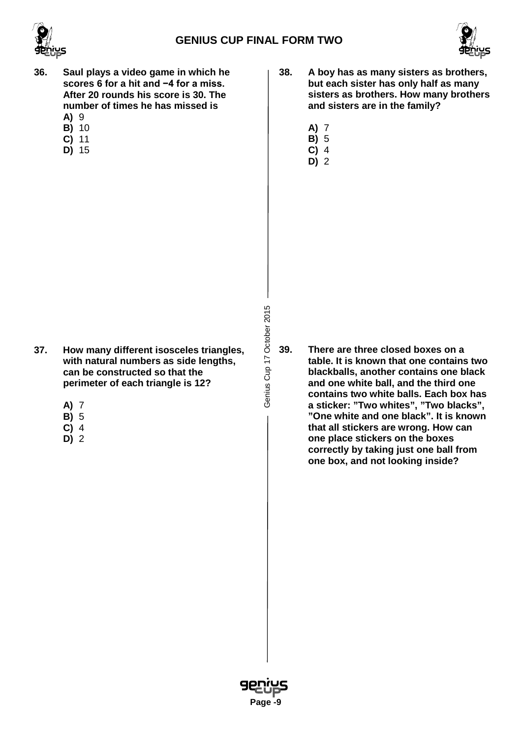**36.** **Saul plays a video game in which he scores 6 for a hit and −4 for a miss. After 20 rounds his score is 30. The number of times he has missed is**

**A)** 9
**B)** 10
**C)** 11
**D)** 15

**37.** **How many different isosceles triangles, with natural numbers as side lengths, can be constructed so that the perimeter of each triangle is 12?**

**A)** 7
**B)** 5
**C)** 4
**D)** 2

**38.** **A boy has as many sisters as brothers, but each sister has only half as many sisters as brothers. How many brothers and sisters are in the family?**

**A)** 7
**B)** 5
**C)** 4
**D)** 2

**39.** **There are three closed boxes on a table. It is known that one contains two blackballs, another contains one black and one white ball, and the third one contains two white balls. Each box has a sticker: ”Two whites”, ”Two blacks”, ”One white and one black”. It is known that all stickers are wrong. How can one place stickers on the boxes correctly by taking just one ball from one box, and not looking inside?**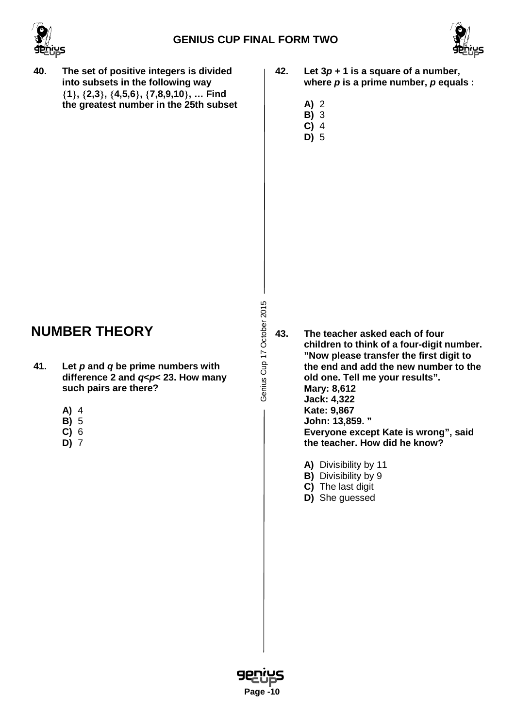**40.** **The set of positive integers is divided into subsets in the following way {1}, {2,3}, {4,5,6}, {7,8,9,10}, … Find the greatest number in the 25th subset**

## NUMBER THEORY

**41.** **Let $p$ and $q$ be prime numbers with difference 2 and $q<p<23$. How many such pairs are there?**

**A)** 4
**B)** 5
**C)** 6
**D)** 7

**42.** **Let $3p + 1$ is a square of a number, where $p$ is a prime number, $p$ equals :**

**A)** 2
**B)** 3
**C)** 4
**D)** 5

**43.** **The teacher asked each of four children to think of a four-digit number. "Now please transfer the first digit to the end and add the new number to the old one. Tell me your results".**
**Mary: 8,612**
**Jack: 4,322**
**Kate: 9,867**
**John: 13,859. "**
**Everyone except Kate is wrong", said the teacher. How did he know?**

**A)** Divisibility by 11
**B)** Divisibility by 9
**C)** The last digit
**D)** She guessed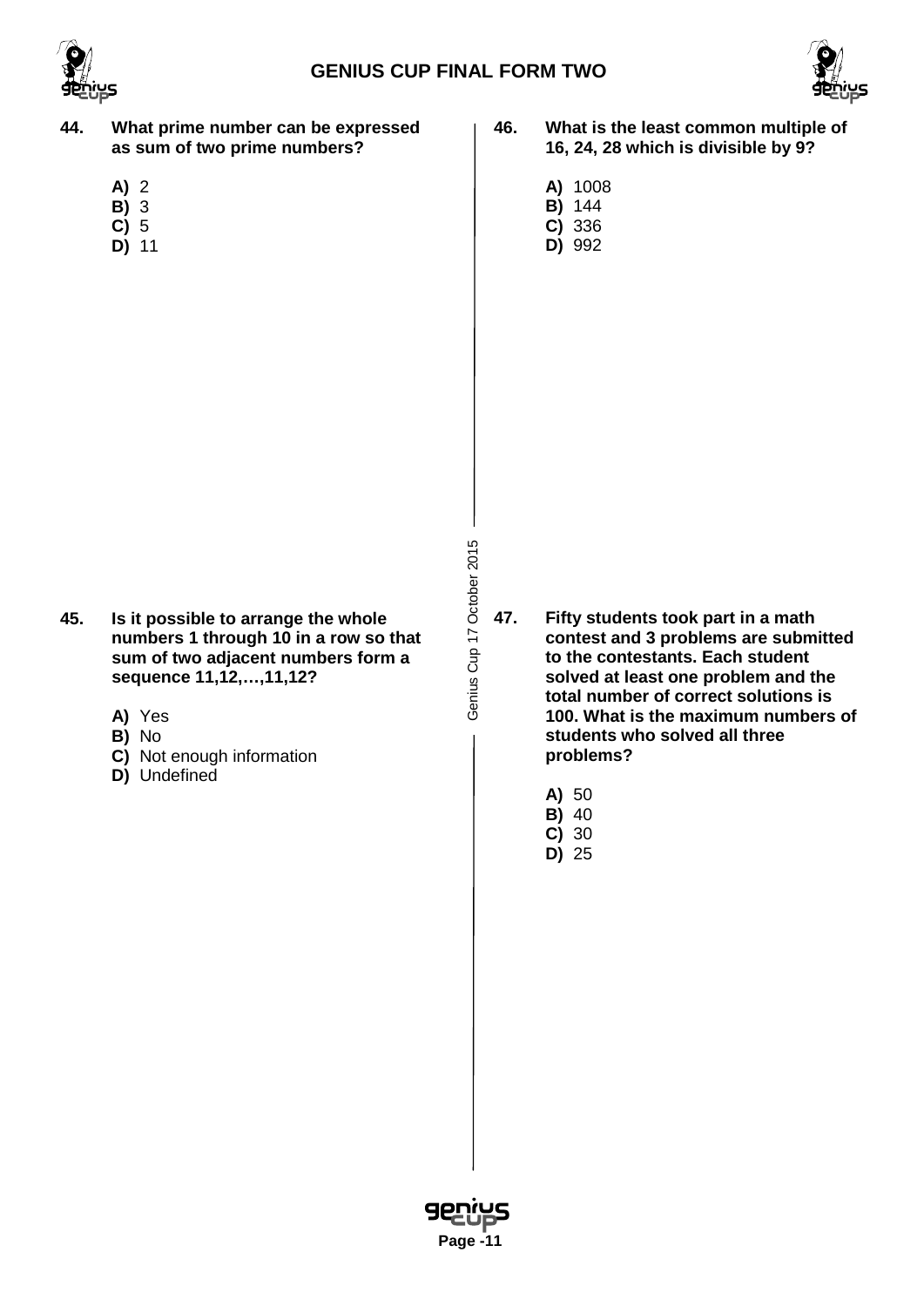**44. What prime number can be expressed as sum of two prime numbers?**

**A)** 2
**B)** 3
**C)** 5
**D)** 11

**45. Is it possible to arrange the whole numbers 1 through 10 in a row so that sum of two adjacent numbers form a sequence 11,12,…,11,12?**

**A)** Yes
**B)** No
**C)** Not enough information
**D)** Undefined

**46. What is the least common multiple of 16, 24, 28 which is divisible by 9?**

**A)** 1008
**B)** 144
**C)** 336
**D)** 992

**47. Fifty students took part in a math contest and 3 problems are submitted to the contestants. Each student solved at least one problem and the total number of correct solutions is 100. What is the maximum numbers of students who solved all three problems?**

**A)** 50
**B)** 40
**C)** 30
**D)** 25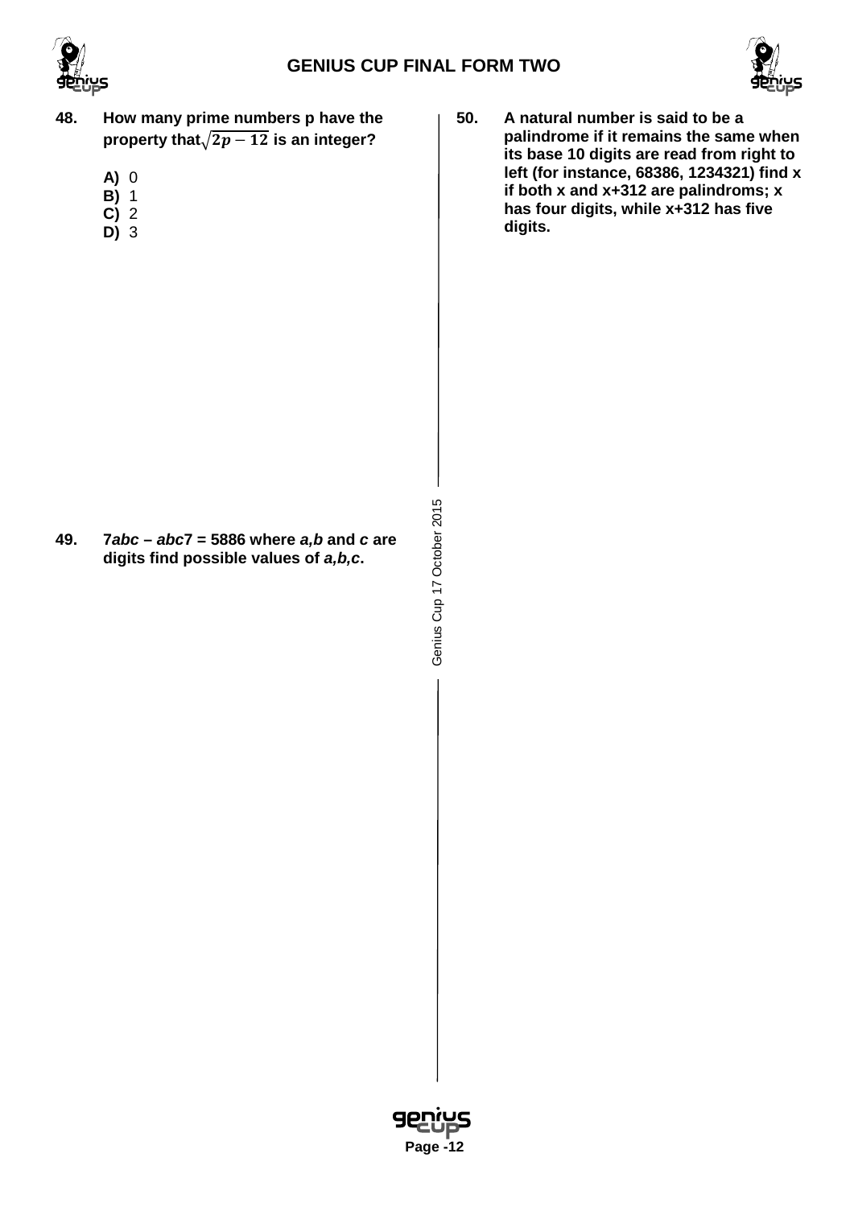**48.** **How many prime numbers p have the property that $\sqrt{2p-12}$ is an integer?**

**A)** 0
**B)** 1
**C)** 2
**D)** 3

**49.** **7*abc* – *abc*7 = 5886 where *a,b* and *c* are digits find possible values of *a,b,c*.**

**50.** **A natural number is said to be a palindrome if it remains the same when its base 10 digits are read from right to left (for instance, 68386, 1234321) find x if both x and x+312 are palindroms; x has four digits, while x+312 has five digits.**

Genius Cup 17 October 2015